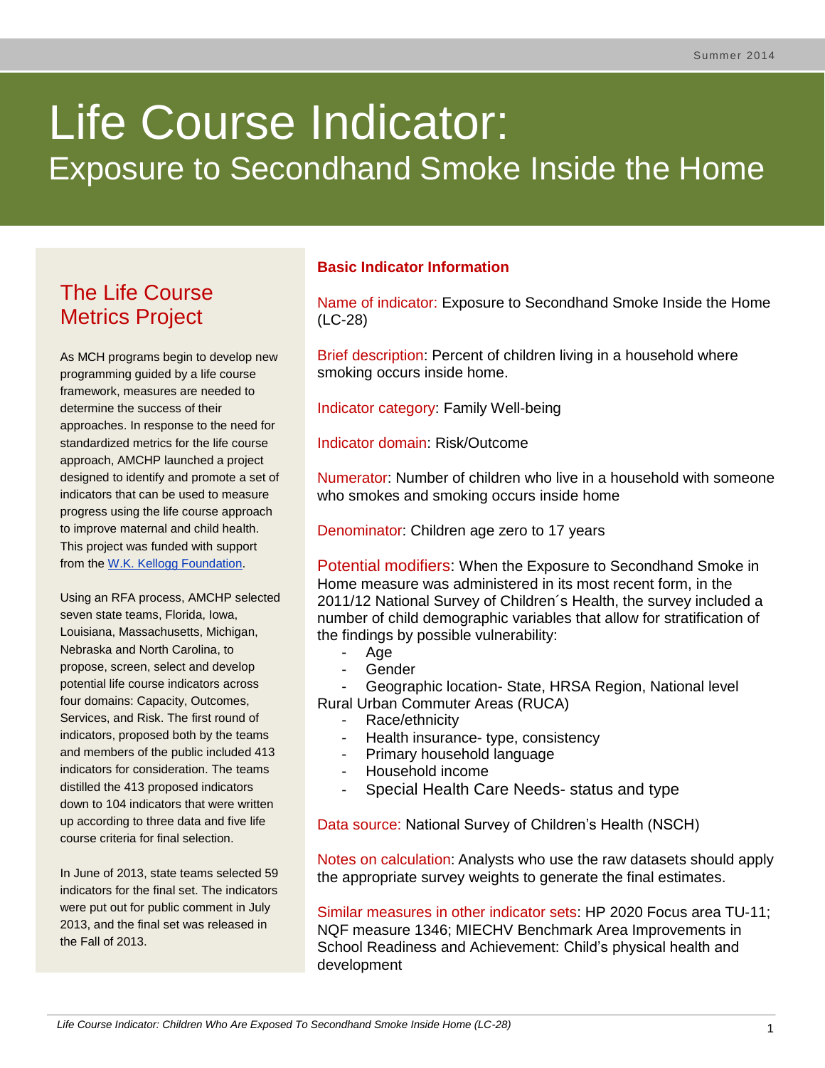Summer 2014

# Life Course Indicator:
## Exposure to Secondhand Smoke Inside the Home

### The Life Course Metrics Project

As MCH programs begin to develop new programming guided by a life course framework, measures are needed to determine the success of their approaches. In response to the need for standardized metrics for the life course approach, AMCHP launched a project designed to identify and promote a set of indicators that can be used to measure progress using the life course approach to improve maternal and child health. This project was funded with support from the [W.K. Kellogg Foundation](W.K. Kellogg Foundation).

Using an RFA process, AMCHP selected seven state teams, Florida, Iowa, Louisiana, Massachusetts, Michigan, Nebraska and North Carolina, to propose, screen, select and develop potential life course indicators across four domains: Capacity, Outcomes, Services, and Risk. The first round of indicators, proposed both by the teams and members of the public included 413 indicators for consideration. The teams distilled the 413 proposed indicators down to 104 indicators that were written up according to three data and five life course criteria for final selection.

In June of 2013, state teams selected 59 indicators for the final set. The indicators were put out for public comment in July 2013, and the final set was released in the Fall of 2013.

### Basic Indicator Information

Name of indicator: Exposure to Secondhand Smoke Inside the Home (LC-28)

Brief description: Percent of children living in a household where smoking occurs inside home.

Indicator category: Family Well-being

Indicator domain: Risk/Outcome

Numerator: Number of children who live in a household with someone who smokes and smoking occurs inside home

Denominator: Children age zero to 17 years

Potential modifiers: When the Exposure to Secondhand Smoke in Home measure was administered in its most recent form, in the 2011/12 National Survey of Children´s Health, the survey included a number of child demographic variables that allow for stratification of the findings by possible vulnerability:

- Age
- Gender
- Geographic location- State, HRSA Region, National level Rural Urban Commuter Areas (RUCA)
- Race/ethnicity
- Health insurance- type, consistency
- Primary household language
- Household income
- Special Health Care Needs- status and type

Data source: National Survey of Children's Health (NSCH)

Notes on calculation: Analysts who use the raw datasets should apply the appropriate survey weights to generate the final estimates.

Similar measures in other indicator sets: HP 2020 Focus area TU-11; NQF measure 1346; MIECHV Benchmark Area Improvements in School Readiness and Achievement: Child's physical health and development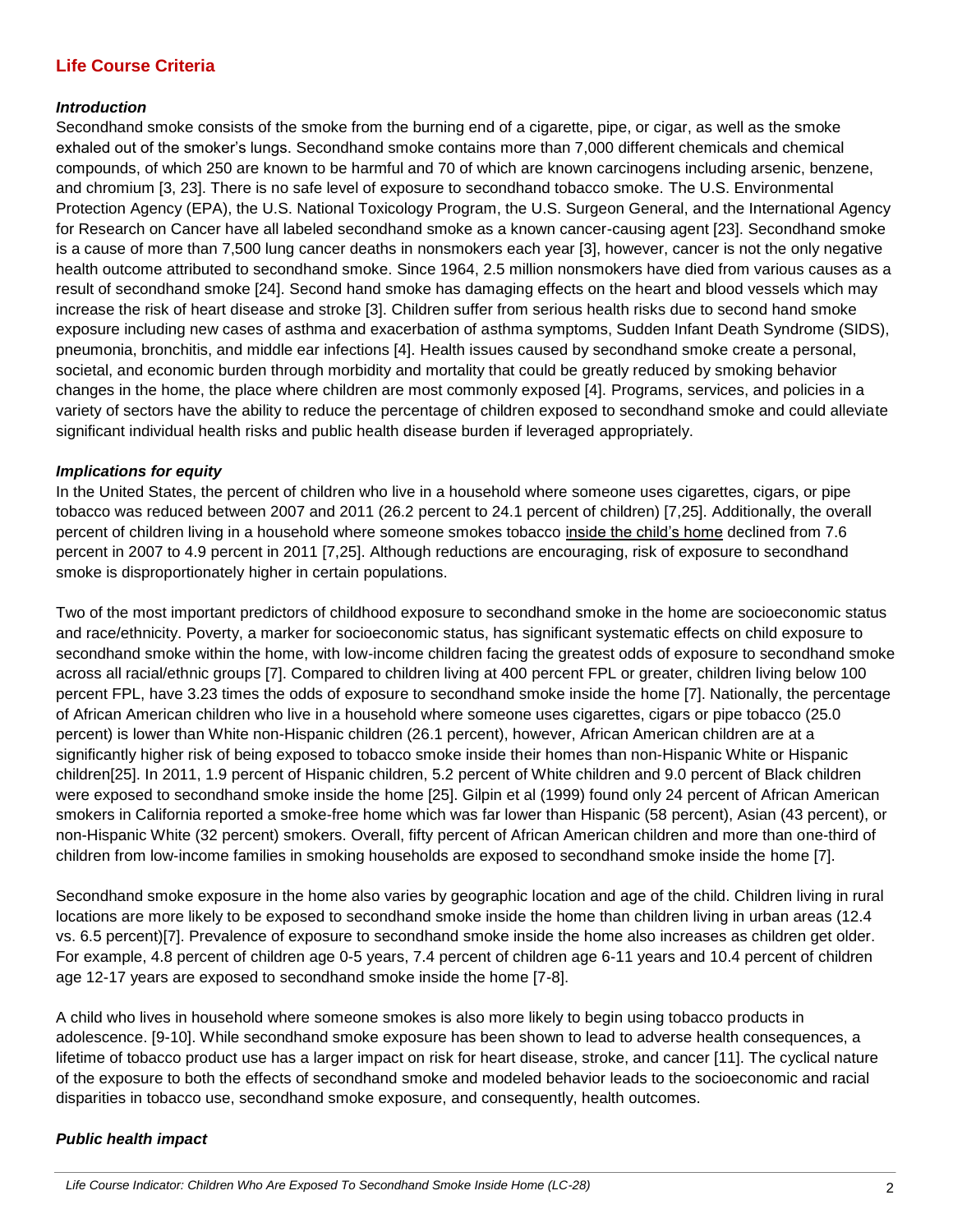## Life Course Criteria

### *Introduction*

Secondhand smoke consists of the smoke from the burning end of a cigarette, pipe, or cigar, as well as the smoke exhaled out of the smoker's lungs. Secondhand smoke contains more than 7,000 different chemicals and chemical compounds, of which 250 are known to be harmful and 70 of which are known carcinogens including arsenic, benzene, and chromium [3, 23]. There is no safe level of exposure to secondhand tobacco smoke. The U.S. Environmental Protection Agency (EPA), the U.S. National Toxicology Program, the U.S. Surgeon General, and the International Agency for Research on Cancer have all labeled secondhand smoke as a known cancer-causing agent [23]. Secondhand smoke is a cause of more than 7,500 lung cancer deaths in nonsmokers each year [3], however, cancer is not the only negative health outcome attributed to secondhand smoke. Since 1964, 2.5 million nonsmokers have died from various causes as a result of secondhand smoke [24]. Second hand smoke has damaging effects on the heart and blood vessels which may increase the risk of heart disease and stroke [3]. Children suffer from serious health risks due to second hand smoke exposure including new cases of asthma and exacerbation of asthma symptoms, Sudden Infant Death Syndrome (SIDS), pneumonia, bronchitis, and middle ear infections [4]. Health issues caused by secondhand smoke create a personal, societal, and economic burden through morbidity and mortality that could be greatly reduced by smoking behavior changes in the home, the place where children are most commonly exposed [4]. Programs, services, and policies in a variety of sectors have the ability to reduce the percentage of children exposed to secondhand smoke and could alleviate significant individual health risks and public health disease burden if leveraged appropriately.

### *Implications for equity*

In the United States, the percent of children who live in a household where someone uses cigarettes, cigars, or pipe tobacco was reduced between 2007 and 2011 (26.2 percent to 24.1 percent of children) [7,25]. Additionally, the overall percent of children living in a household where someone smokes tobacco <u>inside the child's home</u> declined from 7.6 percent in 2007 to 4.9 percent in 2011 [7,25]. Although reductions are encouraging, risk of exposure to secondhand smoke is disproportionately higher in certain populations.

Two of the most important predictors of childhood exposure to secondhand smoke in the home are socioeconomic status and race/ethnicity. Poverty, a marker for socioeconomic status, has significant systematic effects on child exposure to secondhand smoke within the home, with low-income children facing the greatest odds of exposure to secondhand smoke across all racial/ethnic groups [7]. Compared to children living at 400 percent FPL or greater, children living below 100 percent FPL, have 3.23 times the odds of exposure to secondhand smoke inside the home [7]. Nationally, the percentage of African American children who live in a household where someone uses cigarettes, cigars or pipe tobacco (25.0 percent) is lower than White non-Hispanic children (26.1 percent), however, African American children are at a significantly higher risk of being exposed to tobacco smoke inside their homes than non-Hispanic White or Hispanic children[25]. In 2011, 1.9 percent of Hispanic children, 5.2 percent of White children and 9.0 percent of Black children were exposed to secondhand smoke inside the home [25]. Gilpin et al (1999) found only 24 percent of African American smokers in California reported a smoke-free home which was far lower than Hispanic (58 percent), Asian (43 percent), or non-Hispanic White (32 percent) smokers. Overall, fifty percent of African American children and more than one-third of children from low-income families in smoking households are exposed to secondhand smoke inside the home [7].

Secondhand smoke exposure in the home also varies by geographic location and age of the child. Children living in rural locations are more likely to be exposed to secondhand smoke inside the home than children living in urban areas (12.4 vs. 6.5 percent)[7]. Prevalence of exposure to secondhand smoke inside the home also increases as children get older. For example, 4.8 percent of children age 0-5 years, 7.4 percent of children age 6-11 years and 10.4 percent of children age 12-17 years are exposed to secondhand smoke inside the home [7-8].

A child who lives in household where someone smokes is also more likely to begin using tobacco products in adolescence. [9-10]. While secondhand smoke exposure has been shown to lead to adverse health consequences, a lifetime of tobacco product use has a larger impact on risk for heart disease, stroke, and cancer [11]. The cyclical nature of the exposure to both the effects of secondhand smoke and modeled behavior leads to the socioeconomic and racial disparities in tobacco use, secondhand smoke exposure, and consequently, health outcomes.

### *Public health impact*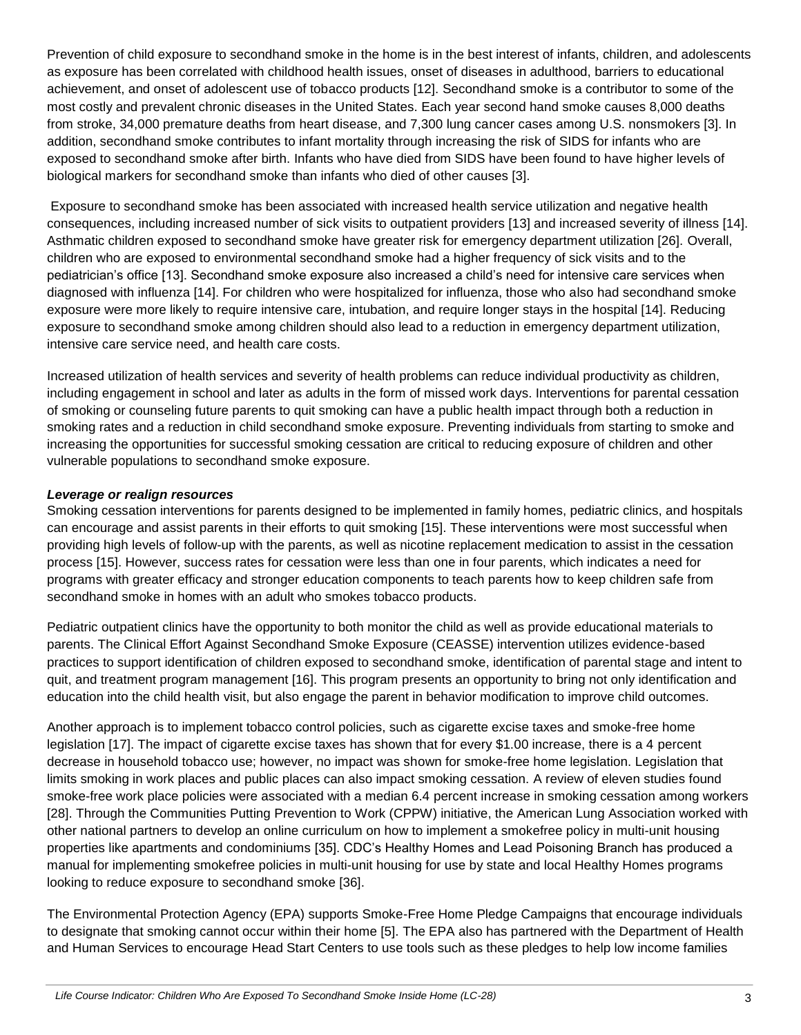Prevention of child exposure to secondhand smoke in the home is in the best interest of infants, children, and adolescents as exposure has been correlated with childhood health issues, onset of diseases in adulthood, barriers to educational achievement, and onset of adolescent use of tobacco products [12]. Secondhand smoke is a contributor to some of the most costly and prevalent chronic diseases in the United States. Each year second hand smoke causes 8,000 deaths from stroke, 34,000 premature deaths from heart disease, and 7,300 lung cancer cases among U.S. nonsmokers [3]. In addition, secondhand smoke contributes to infant mortality through increasing the risk of SIDS for infants who are exposed to secondhand smoke after birth. Infants who have died from SIDS have been found to have higher levels of biological markers for secondhand smoke than infants who died of other causes [3].

Exposure to secondhand smoke has been associated with increased health service utilization and negative health consequences, including increased number of sick visits to outpatient providers [13] and increased severity of illness [14]. Asthmatic children exposed to secondhand smoke have greater risk for emergency department utilization [26]. Overall, children who are exposed to environmental secondhand smoke had a higher frequency of sick visits and to the pediatrician's office [13]. Secondhand smoke exposure also increased a child's need for intensive care services when diagnosed with influenza [14]. For children who were hospitalized for influenza, those who also had secondhand smoke exposure were more likely to require intensive care, intubation, and require longer stays in the hospital [14]. Reducing exposure to secondhand smoke among children should also lead to a reduction in emergency department utilization, intensive care service need, and health care costs.

Increased utilization of health services and severity of health problems can reduce individual productivity as children, including engagement in school and later as adults in the form of missed work days. Interventions for parental cessation of smoking or counseling future parents to quit smoking can have a public health impact through both a reduction in smoking rates and a reduction in child secondhand smoke exposure. Preventing individuals from starting to smoke and increasing the opportunities for successful smoking cessation are critical to reducing exposure of children and other vulnerable populations to secondhand smoke exposure.

***Leverage or realign resources***

Smoking cessation interventions for parents designed to be implemented in family homes, pediatric clinics, and hospitals can encourage and assist parents in their efforts to quit smoking [15]. These interventions were most successful when providing high levels of follow-up with the parents, as well as nicotine replacement medication to assist in the cessation process [15]. However, success rates for cessation were less than one in four parents, which indicates a need for programs with greater efficacy and stronger education components to teach parents how to keep children safe from secondhand smoke in homes with an adult who smokes tobacco products.

Pediatric outpatient clinics have the opportunity to both monitor the child as well as provide educational materials to parents. The Clinical Effort Against Secondhand Smoke Exposure (CEASSE) intervention utilizes evidence-based practices to support identification of children exposed to secondhand smoke, identification of parental stage and intent to quit, and treatment program management [16]. This program presents an opportunity to bring not only identification and education into the child health visit, but also engage the parent in behavior modification to improve child outcomes.

Another approach is to implement tobacco control policies, such as cigarette excise taxes and smoke-free home legislation [17]. The impact of cigarette excise taxes has shown that for every $1.00 increase, there is a 4 percent decrease in household tobacco use; however, no impact was shown for smoke-free home legislation. Legislation that limits smoking in work places and public places can also impact smoking cessation. A review of eleven studies found smoke-free work place policies were associated with a median 6.4 percent increase in smoking cessation among workers [28]. Through the Communities Putting Prevention to Work (CPPW) initiative, the American Lung Association worked with other national partners to develop an online curriculum on how to implement a smokefree policy in multi-unit housing properties like apartments and condominiums [35]. CDC's Healthy Homes and Lead Poisoning Branch has produced a manual for implementing smokefree policies in multi-unit housing for use by state and local Healthy Homes programs looking to reduce exposure to secondhand smoke [36].

The Environmental Protection Agency (EPA) supports Smoke-Free Home Pledge Campaigns that encourage individuals to designate that smoking cannot occur within their home [5]. The EPA also has partnered with the Department of Health and Human Services to encourage Head Start Centers to use tools such as these pledges to help low income families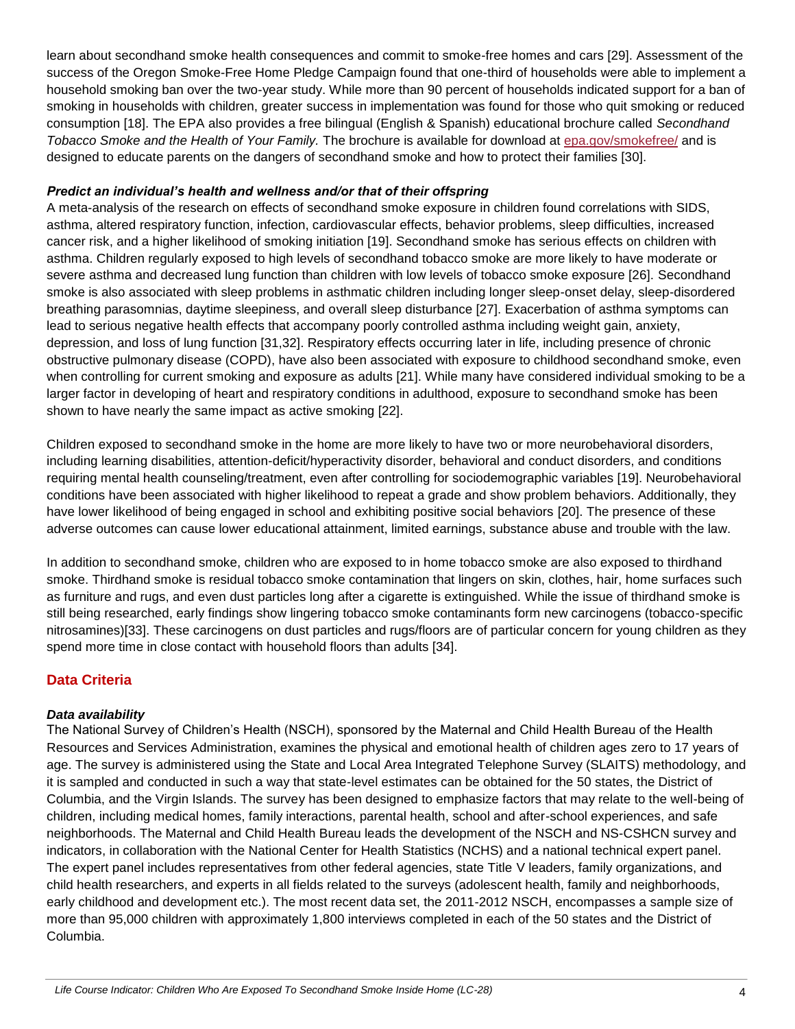learn about secondhand smoke health consequences and commit to smoke-free homes and cars [29]. Assessment of the success of the Oregon Smoke-Free Home Pledge Campaign found that one-third of households were able to implement a household smoking ban over the two-year study. While more than 90 percent of households indicated support for a ban of smoking in households with children, greater success in implementation was found for those who quit smoking or reduced consumption [18]. The EPA also provides a free bilingual (English & Spanish) educational brochure called *Secondhand Tobacco Smoke and the Health of Your Family.* The brochure is available for download at epa.gov/smokefree/ and is designed to educate parents on the dangers of secondhand smoke and how to protect their families [30].

### *Predict an individual's health and wellness and/or that of their offspring*

A meta-analysis of the research on effects of secondhand smoke exposure in children found correlations with SIDS, asthma, altered respiratory function, infection, cardiovascular effects, behavior problems, sleep difficulties, increased cancer risk, and a higher likelihood of smoking initiation [19]. Secondhand smoke has serious effects on children with asthma. Children regularly exposed to high levels of secondhand tobacco smoke are more likely to have moderate or severe asthma and decreased lung function than children with low levels of tobacco smoke exposure [26]. Secondhand smoke is also associated with sleep problems in asthmatic children including longer sleep-onset delay, sleep-disordered breathing parasomnias, daytime sleepiness, and overall sleep disturbance [27]. Exacerbation of asthma symptoms can lead to serious negative health effects that accompany poorly controlled asthma including weight gain, anxiety, depression, and loss of lung function [31,32]. Respiratory effects occurring later in life, including presence of chronic obstructive pulmonary disease (COPD), have also been associated with exposure to childhood secondhand smoke, even when controlling for current smoking and exposure as adults [21]. While many have considered individual smoking to be a larger factor in developing of heart and respiratory conditions in adulthood, exposure to secondhand smoke has been shown to have nearly the same impact as active smoking [22].

Children exposed to secondhand smoke in the home are more likely to have two or more neurobehavioral disorders, including learning disabilities, attention-deficit/hyperactivity disorder, behavioral and conduct disorders, and conditions requiring mental health counseling/treatment, even after controlling for sociodemographic variables [19]. Neurobehavioral conditions have been associated with higher likelihood to repeat a grade and show problem behaviors. Additionally, they have lower likelihood of being engaged in school and exhibiting positive social behaviors [20]. The presence of these adverse outcomes can cause lower educational attainment, limited earnings, substance abuse and trouble with the law.

In addition to secondhand smoke, children who are exposed to in home tobacco smoke are also exposed to thirdhand smoke. Thirdhand smoke is residual tobacco smoke contamination that lingers on skin, clothes, hair, home surfaces such as furniture and rugs, and even dust particles long after a cigarette is extinguished. While the issue of thirdhand smoke is still being researched, early findings show lingering tobacco smoke contaminants form new carcinogens (tobacco-specific nitrosamines)[33]. These carcinogens on dust particles and rugs/floors are of particular concern for young children as they spend more time in close contact with household floors than adults [34].

## Data Criteria

### *Data availability*

The National Survey of Children's Health (NSCH), sponsored by the Maternal and Child Health Bureau of the Health Resources and Services Administration, examines the physical and emotional health of children ages zero to 17 years of age. The survey is administered using the State and Local Area Integrated Telephone Survey (SLAITS) methodology, and it is sampled and conducted in such a way that state-level estimates can be obtained for the 50 states, the District of Columbia, and the Virgin Islands. The survey has been designed to emphasize factors that may relate to the well-being of children, including medical homes, family interactions, parental health, school and after-school experiences, and safe neighborhoods. The Maternal and Child Health Bureau leads the development of the NSCH and NS-CSHCN survey and indicators, in collaboration with the National Center for Health Statistics (NCHS) and a national technical expert panel. The expert panel includes representatives from other federal agencies, state Title V leaders, family organizations, and child health researchers, and experts in all fields related to the surveys (adolescent health, family and neighborhoods, early childhood and development etc.). The most recent data set, the 2011-2012 NSCH, encompasses a sample size of more than 95,000 children with approximately 1,800 interviews completed in each of the 50 states and the District of Columbia.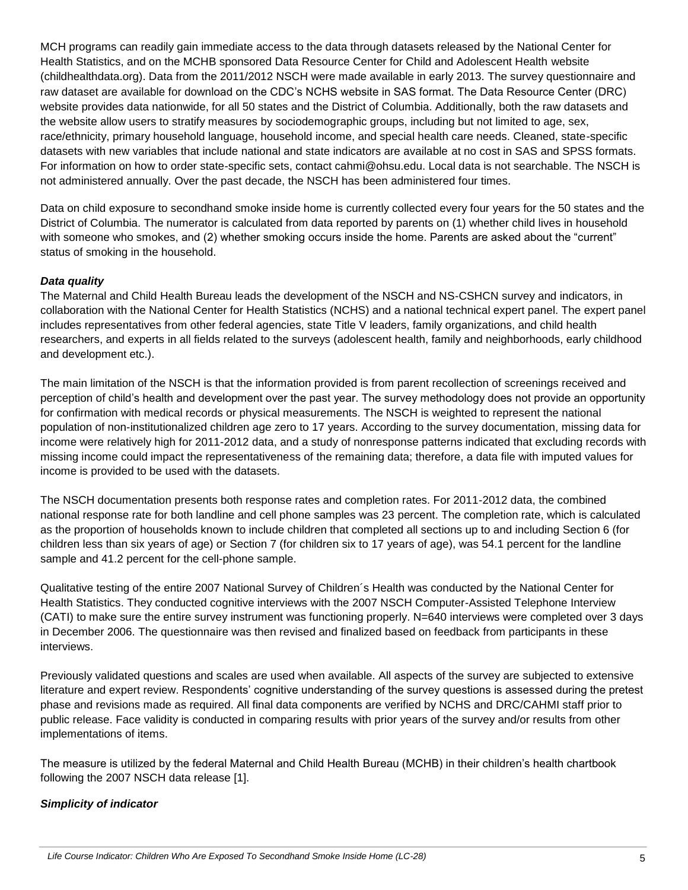MCH programs can readily gain immediate access to the data through datasets released by the National Center for Health Statistics, and on the MCHB sponsored Data Resource Center for Child and Adolescent Health website (childhealthdata.org). Data from the 2011/2012 NSCH were made available in early 2013. The survey questionnaire and raw dataset are available for download on the CDC's NCHS website in SAS format. The Data Resource Center (DRC) website provides data nationwide, for all 50 states and the District of Columbia. Additionally, both the raw datasets and the website allow users to stratify measures by sociodemographic groups, including but not limited to age, sex, race/ethnicity, primary household language, household income, and special health care needs. Cleaned, state-specific datasets with new variables that include national and state indicators are available at no cost in SAS and SPSS formats. For information on how to order state-specific sets, contact cahmi@ohsu.edu. Local data is not searchable. The NSCH is not administered annually. Over the past decade, the NSCH has been administered four times.

Data on child exposure to secondhand smoke inside home is currently collected every four years for the 50 states and the District of Columbia. The numerator is calculated from data reported by parents on (1) whether child lives in household with someone who smokes, and (2) whether smoking occurs inside the home. Parents are asked about the "current" status of smoking in the household.

### *Data quality*

The Maternal and Child Health Bureau leads the development of the NSCH and NS-CSHCN survey and indicators, in collaboration with the National Center for Health Statistics (NCHS) and a national technical expert panel. The expert panel includes representatives from other federal agencies, state Title V leaders, family organizations, and child health researchers, and experts in all fields related to the surveys (adolescent health, family and neighborhoods, early childhood and development etc.).

The main limitation of the NSCH is that the information provided is from parent recollection of screenings received and perception of child's health and development over the past year. The survey methodology does not provide an opportunity for confirmation with medical records or physical measurements. The NSCH is weighted to represent the national population of non-institutionalized children age zero to 17 years. According to the survey documentation, missing data for income were relatively high for 2011-2012 data, and a study of nonresponse patterns indicated that excluding records with missing income could impact the representativeness of the remaining data; therefore, a data file with imputed values for income is provided to be used with the datasets.

The NSCH documentation presents both response rates and completion rates. For 2011-2012 data, the combined national response rate for both landline and cell phone samples was 23 percent. The completion rate, which is calculated as the proportion of households known to include children that completed all sections up to and including Section 6 (for children less than six years of age) or Section 7 (for children six to 17 years of age), was 54.1 percent for the landline sample and 41.2 percent for the cell-phone sample.

Qualitative testing of the entire 2007 National Survey of Children´s Health was conducted by the National Center for Health Statistics. They conducted cognitive interviews with the 2007 NSCH Computer-Assisted Telephone Interview (CATI) to make sure the entire survey instrument was functioning properly. N=640 interviews were completed over 3 days in December 2006. The questionnaire was then revised and finalized based on feedback from participants in these interviews.

Previously validated questions and scales are used when available. All aspects of the survey are subjected to extensive literature and expert review. Respondents' cognitive understanding of the survey questions is assessed during the pretest phase and revisions made as required. All final data components are verified by NCHS and DRC/CAHMI staff prior to public release. Face validity is conducted in comparing results with prior years of the survey and/or results from other implementations of items.

The measure is utilized by the federal Maternal and Child Health Bureau (MCHB) in their children's health chartbook following the 2007 NSCH data release [1].

### *Simplicity of indicator*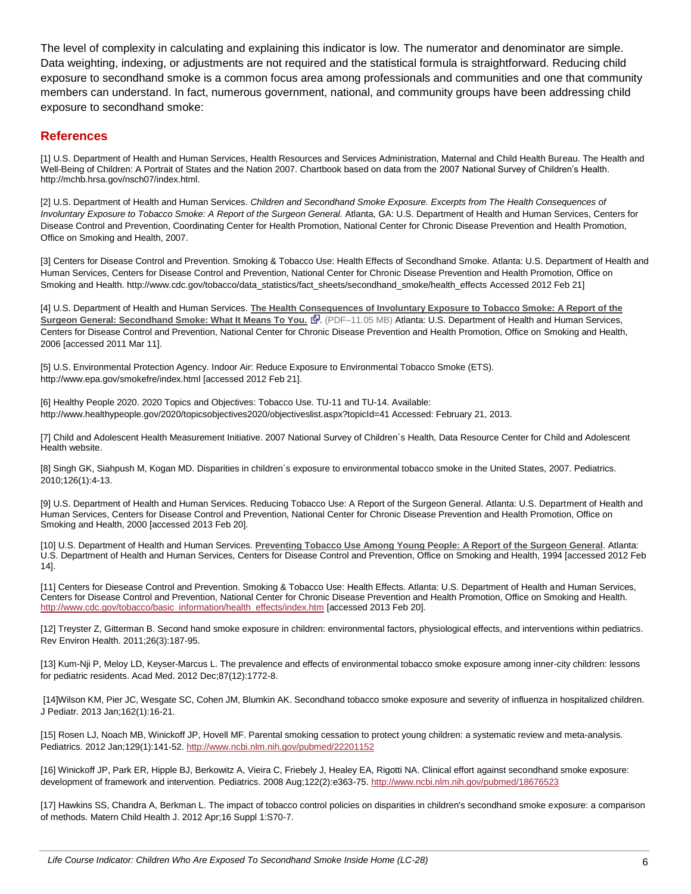The level of complexity in calculating and explaining this indicator is low. The numerator and denominator are simple. Data weighting, indexing, or adjustments are not required and the statistical formula is straightforward. Reducing child exposure to secondhand smoke is a common focus area among professionals and communities and one that community members can understand. In fact, numerous government, national, and community groups have been addressing child exposure to secondhand smoke:

## References

[1] U.S. Department of Health and Human Services, Health Resources and Services Administration, Maternal and Child Health Bureau. The Health and Well-Being of Children: A Portrait of States and the Nation 2007. Chartbook based on data from the 2007 National Survey of Children's Health. http://mchb.hrsa.gov/nsch07/index.html.

[2] U.S. Department of Health and Human Services. *Children and Secondhand Smoke Exposure. Excerpts from The Health Consequences of Involuntary Exposure to Tobacco Smoke: A Report of the Surgeon General.* Atlanta, GA: U.S. Department of Health and Human Services, Centers for Disease Control and Prevention, Coordinating Center for Health Promotion, National Center for Chronic Disease Prevention and Health Promotion, Office on Smoking and Health, 2007.

[3] Centers for Disease Control and Prevention. Smoking & Tobacco Use: Health Effects of Secondhand Smoke. Atlanta: U.S. Department of Health and Human Services, Centers for Disease Control and Prevention, National Center for Chronic Disease Prevention and Health Promotion, Office on Smoking and Health. http://www.cdc.gov/tobacco/data_statistics/fact_sheets/secondhand_smoke/health_effects Accessed 2012 Feb 21]

[4] U.S. Department of Health and Human Services. **The Health Consequences of Involuntary Exposure to Tobacco Smoke: A Report of the Surgeon General: Secondhand Smoke: What It Means To You.** (PDF–11.05 MB) Atlanta: U.S. Department of Health and Human Services, Centers for Disease Control and Prevention, National Center for Chronic Disease Prevention and Health Promotion, Office on Smoking and Health, 2006 [accessed 2011 Mar 11].

[5] U.S. Environmental Protection Agency. Indoor Air: Reduce Exposure to Environmental Tobacco Smoke (ETS). http://www.epa.gov/smokefre/index.html [accessed 2012 Feb 21].

[6] Healthy People 2020. 2020 Topics and Objectives: Tobacco Use. TU-11 and TU-14. Available: http://www.healthypeople.gov/2020/topicsobjectives2020/objectiveslist.aspx?topicId=41 Accessed: February 21, 2013.

[7] Child and Adolescent Health Measurement Initiative. 2007 National Survey of Children´s Health, Data Resource Center for Child and Adolescent Health website.

[8] Singh GK, Siahpush M, Kogan MD. Disparities in children´s exposure to environmental tobacco smoke in the United States, 2007. Pediatrics. 2010;126(1):4-13.

[9] U.S. Department of Health and Human Services. Reducing Tobacco Use: A Report of the Surgeon General. Atlanta: U.S. Department of Health and Human Services, Centers for Disease Control and Prevention, National Center for Chronic Disease Prevention and Health Promotion, Office on Smoking and Health, 2000 [accessed 2013 Feb 20].

[10] U.S. Department of Health and Human Services. **Preventing Tobacco Use Among Young People: A Report of the Surgeon General**. Atlanta: U.S. Department of Health and Human Services, Centers for Disease Control and Prevention, Office on Smoking and Health, 1994 [accessed 2012 Feb 14].

[11] Centers for Diesease Control and Prevention. Smoking & Tobacco Use: Health Effects. Atlanta: U.S. Department of Health and Human Services, Centers for Disease Control and Prevention, National Center for Chronic Disease Prevention and Health Promotion, Office on Smoking and Health. http://www.cdc.gov/tobacco/basic_information/health_effects/index.htm [accessed 2013 Feb 20].

[12] Treyster Z, Gitterman B. Second hand smoke exposure in children: environmental factors, physiological effects, and interventions within pediatrics. Rev Environ Health. 2011;26(3):187-95.

[13] Kum-Nji P, Meloy LD, Keyser-Marcus L. The prevalence and effects of environmental tobacco smoke exposure among inner-city children: lessons for pediatric residents. Acad Med. 2012 Dec;87(12):1772-8.

[14]Wilson KM, Pier JC, Wesgate SC, Cohen JM, Blumkin AK. Secondhand tobacco smoke exposure and severity of influenza in hospitalized children. J Pediatr. 2013 Jan;162(1):16-21.

[15] Rosen LJ, Noach MB, Winickoff JP, Hovell MF. Parental smoking cessation to protect young children: a systematic review and meta-analysis. Pediatrics. 2012 Jan;129(1):141-52. http://www.ncbi.nlm.nih.gov/pubmed/22201152

[16] Winickoff JP, Park ER, Hipple BJ, Berkowitz A, Vieira C, Friebely J, Healey EA, Rigotti NA. Clinical effort against secondhand smoke exposure: development of framework and intervention. Pediatrics. 2008 Aug;122(2):e363-75. http://www.ncbi.nlm.nih.gov/pubmed/18676523

[17] Hawkins SS, Chandra A, Berkman L. The impact of tobacco control policies on disparities in children's secondhand smoke exposure: a comparison of methods. Matern Child Health J. 2012 Apr;16 Suppl 1:S70-7.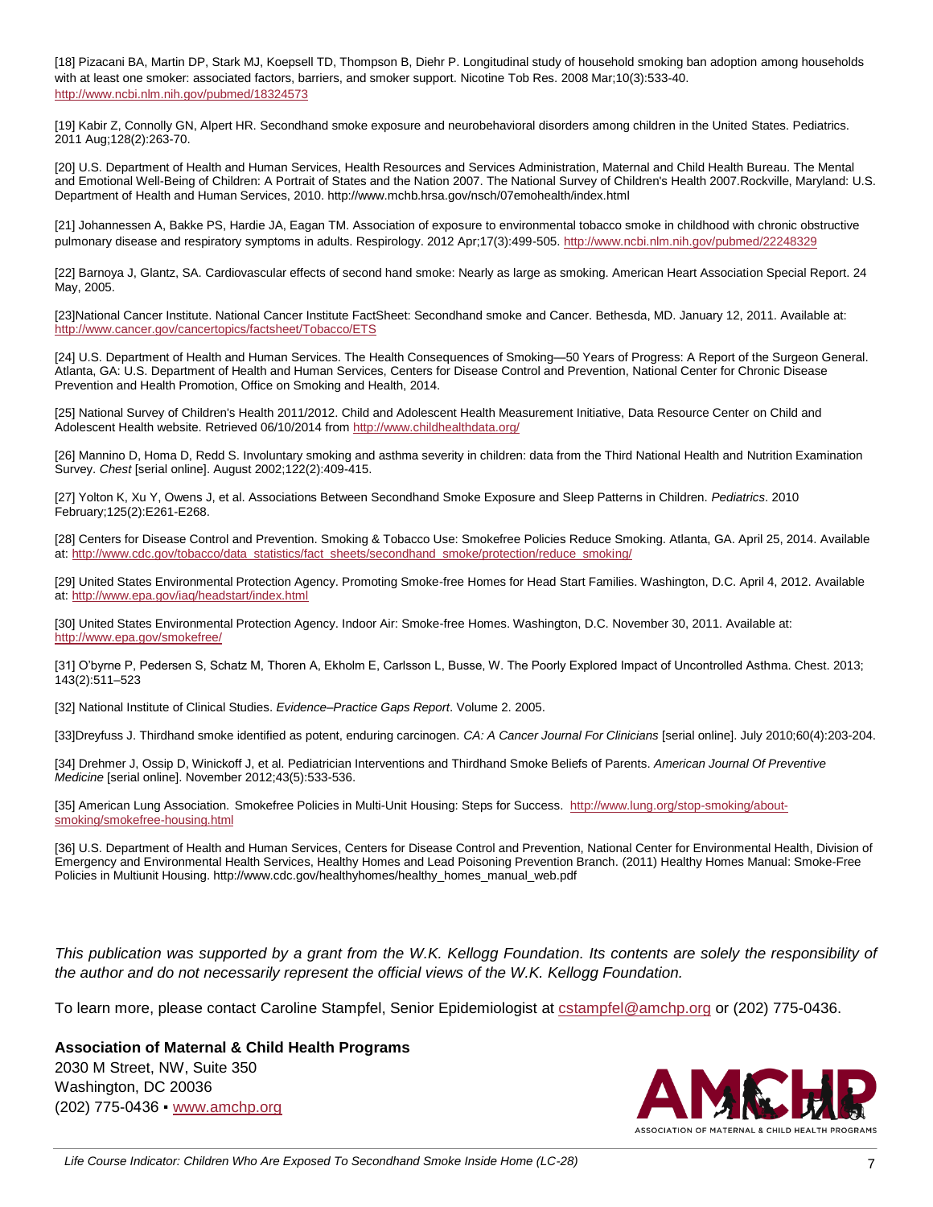[18] Pizacani BA, Martin DP, Stark MJ, Koepsell TD, Thompson B, Diehr P. Longitudinal study of household smoking ban adoption among households with at least one smoker: associated factors, barriers, and smoker support. Nicotine Tob Res. 2008 Mar;10(3):533-40. http://www.ncbi.nlm.nih.gov/pubmed/18324573

[19] Kabir Z, Connolly GN, Alpert HR. Secondhand smoke exposure and neurobehavioral disorders among children in the United States. Pediatrics. 2011 Aug;128(2):263-70.

[20] U.S. Department of Health and Human Services, Health Resources and Services Administration, Maternal and Child Health Bureau. The Mental and Emotional Well-Being of Children: A Portrait of States and the Nation 2007. The National Survey of Children's Health 2007.Rockville, Maryland: U.S. Department of Health and Human Services, 2010. http://www.mchb.hrsa.gov/nsch/07emohealth/index.html

[21] Johannessen A, Bakke PS, Hardie JA, Eagan TM. Association of exposure to environmental tobacco smoke in childhood with chronic obstructive pulmonary disease and respiratory symptoms in adults. Respirology. 2012 Apr;17(3):499-505. http://www.ncbi.nlm.nih.gov/pubmed/22248329

[22] Barnoya J, Glantz, SA. Cardiovascular effects of second hand smoke: Nearly as large as smoking. American Heart Association Special Report. 24 May, 2005.

[23]National Cancer Institute. National Cancer Institute FactSheet: Secondhand smoke and Cancer. Bethesda, MD. January 12, 2011. Available at: http://www.cancer.gov/cancertopics/factsheet/Tobacco/ETS

[24] U.S. Department of Health and Human Services. The Health Consequences of Smoking—50 Years of Progress: A Report of the Surgeon General. Atlanta, GA: U.S. Department of Health and Human Services, Centers for Disease Control and Prevention, National Center for Chronic Disease Prevention and Health Promotion, Office on Smoking and Health, 2014.

[25] National Survey of Children's Health 2011/2012. Child and Adolescent Health Measurement Initiative, Data Resource Center on Child and Adolescent Health website. Retrieved 06/10/2014 from http://www.childhealthdata.org/

[26] Mannino D, Homa D, Redd S. Involuntary smoking and asthma severity in children: data from the Third National Health and Nutrition Examination Survey. *Chest* [serial online]. August 2002;122(2):409-415.

[27] Yolton K, Xu Y, Owens J, et al. Associations Between Secondhand Smoke Exposure and Sleep Patterns in Children. *Pediatrics*. 2010 February;125(2):E261-E268.

[28] Centers for Disease Control and Prevention. Smoking & Tobacco Use: Smokefree Policies Reduce Smoking. Atlanta, GA. April 25, 2014. Available at: http://www.cdc.gov/tobacco/data_statistics/fact_sheets/secondhand_smoke/protection/reduce_smoking/

[29] United States Environmental Protection Agency. Promoting Smoke-free Homes for Head Start Families. Washington, D.C. April 4, 2012. Available at: http://www.epa.gov/iaq/headstart/index.html

[30] United States Environmental Protection Agency. Indoor Air: Smoke-free Homes. Washington, D.C. November 30, 2011. Available at: http://www.epa.gov/smokefree/

[31] O'byrne P, Pedersen S, Schatz M, Thoren A, Ekholm E, Carlsson L, Busse, W. The Poorly Explored Impact of Uncontrolled Asthma. Chest. 2013; 143(2):511–523

[32] National Institute of Clinical Studies. *Evidence–Practice Gaps Report*. Volume 2. 2005.

[33]Dreyfuss J. Thirdhand smoke identified as potent, enduring carcinogen. *CA: A Cancer Journal For Clinicians* [serial online]. July 2010;60(4):203-204.

[34] Drehmer J, Ossip D, Winickoff J, et al. Pediatrician Interventions and Thirdhand Smoke Beliefs of Parents. *American Journal Of Preventive Medicine* [serial online]. November 2012;43(5):533-536.

[35] American Lung Association. Smokefree Policies in Multi-Unit Housing: Steps for Success. http://www.lung.org/stop-smoking/about-smoking/smokefree-housing.html

[36] U.S. Department of Health and Human Services, Centers for Disease Control and Prevention, National Center for Environmental Health, Division of Emergency and Environmental Health Services, Healthy Homes and Lead Poisoning Prevention Branch. (2011) Healthy Homes Manual: Smoke-Free Policies in Multiunit Housing. http://www.cdc.gov/healthyhomes/healthy_homes_manual_web.pdf

*This publication was supported by a grant from the W.K. Kellogg Foundation. Its contents are solely the responsibility of the author and do not necessarily represent the official views of the W.K. Kellogg Foundation.*

To learn more, please contact Caroline Stampfel, Senior Epidemiologist at cstampfel@amchp.org or (202) 775-0436.

**Association of Maternal & Child Health Programs**
2030 M Street, NW, Suite 350
Washington, DC 20036
(202) 775-0436 ▪ www.amchp.org

AMCHP
ASSOCIATION OF MATERNAL & CHILD HEALTH PROGRAMS